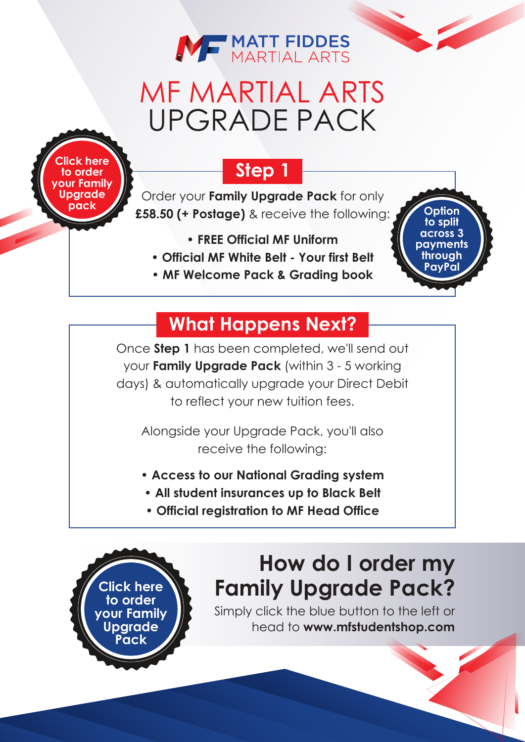MATT FIDDES MARTIAL ARTS

# MF MARTIAL ARTS UPGRADE PACK

Click here to order your Family Upgrade pack

## Step 1

Order your **Family Upgrade Pack** for only **£58.50 (+ Postage)** & receive the following:

- **FREE Official MF Uniform**
- **Official MF White Belt - Your first Belt**
- **MF Welcome Pack & Grading book**

Option to split across 3 payments through PayPal

## What Happens Next?

Once **Step 1** has been completed, we'll send out your **Family Upgrade Pack** (within 3 - 5 working days) & automatically upgrade your Direct Debit to reflect your new tuition fees.

Alongside your Upgrade Pack, you'll also receive the following:

- **Access to our National Grading system**
- **All student insurances up to Black Belt**
- **Official registration to MF Head Office**

Click here to order your Family Upgrade Pack

## How do I order my Family Upgrade Pack?

Simply click the blue button to the left or head to **www.mfstudentshop.com**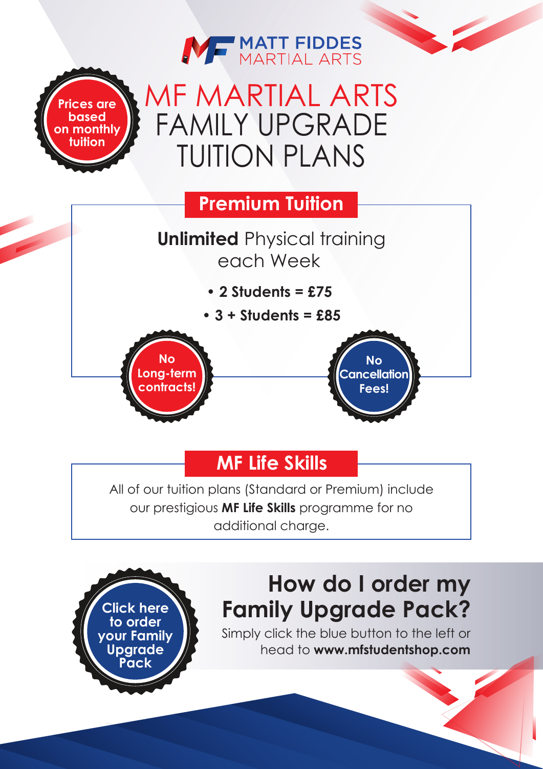MATT FIDDES MARTIAL ARTS

Prices are based on monthly tuition

# MF MARTIAL ARTS FAMILY UPGRADE TUITION PLANS

## Premium Tuition

**Unlimited** Physical training each Week

- **2 Students = £75**
- **3 + Students = £85**

No Long-term contracts!

No Cancellation Fees!

## MF Life Skills

All of our tuition plans (Standard or Premium) include our prestigious **MF Life Skills** programme for no additional charge.

Click here to order your Family Upgrade Pack

## How do I order my Family Upgrade Pack?

Simply click the blue button to the left or head to **www.mfstudentshop.com**